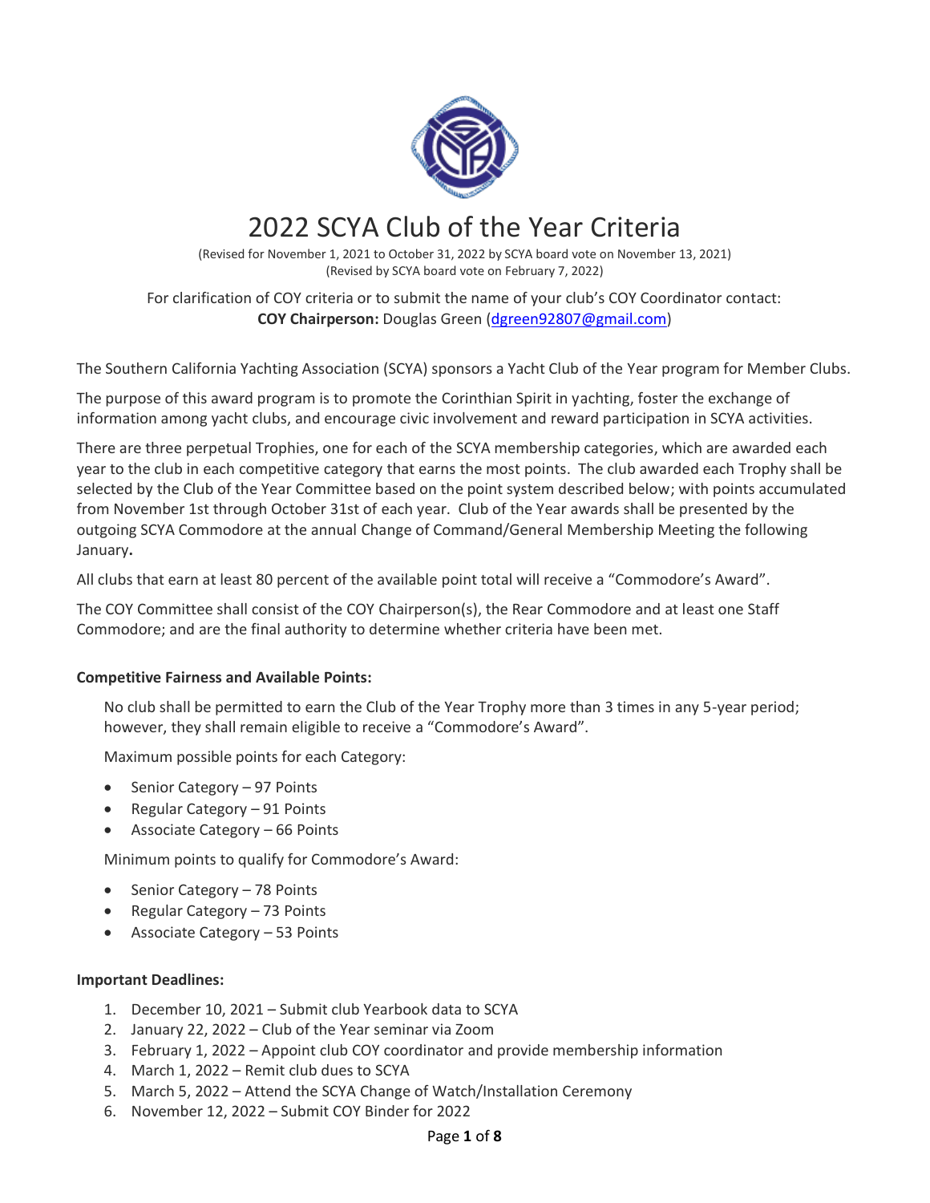# 2022 SCYA Club of the Year Criteria

(Revised for November 1, 2021 to October 31, 2022 by SCYA board vote on November 13, 2021)
(Revised by SCYA board vote on February 7, 2022)

For clarification of COY criteria or to submit the name of your club's COY Coordinator contact:
**COY Chairperson:** Douglas Green (dgreen92807@gmail.com)

The Southern California Yachting Association (SCYA) sponsors a Yacht Club of the Year program for Member Clubs.

The purpose of this award program is to promote the Corinthian Spirit in yachting, foster the exchange of information among yacht clubs, and encourage civic involvement and reward participation in SCYA activities.

There are three perpetual Trophies, one for each of the SCYA membership categories, which are awarded each year to the club in each competitive category that earns the most points. The club awarded each Trophy shall be selected by the Club of the Year Committee based on the point system described below; with points accumulated from November 1st through October 31st of each year. Club of the Year awards shall be presented by the outgoing SCYA Commodore at the annual Change of Command/General Membership Meeting the following January**.**

All clubs that earn at least 80 percent of the available point total will receive a "Commodore's Award".

The COY Committee shall consist of the COY Chairperson(s), the Rear Commodore and at least one Staff Commodore; and are the final authority to determine whether criteria have been met.

**Competitive Fairness and Available Points:**

No club shall be permitted to earn the Club of the Year Trophy more than 3 times in any 5-year period; however, they shall remain eligible to receive a "Commodore's Award".

Maximum possible points for each Category:

- Senior Category – 97 Points
- Regular Category – 91 Points
- Associate Category – 66 Points

Minimum points to qualify for Commodore's Award:

- Senior Category – 78 Points
- Regular Category – 73 Points
- Associate Category – 53 Points

**Important Deadlines:**

1. December 10, 2021 – Submit club Yearbook data to SCYA
2. January 22, 2022 – Club of the Year seminar via Zoom
3. February 1, 2022 – Appoint club COY coordinator and provide membership information
4. March 1, 2022 – Remit club dues to SCYA
5. March 5, 2022 – Attend the SCYA Change of Watch/Installation Ceremony
6. November 12, 2022 – Submit COY Binder for 2022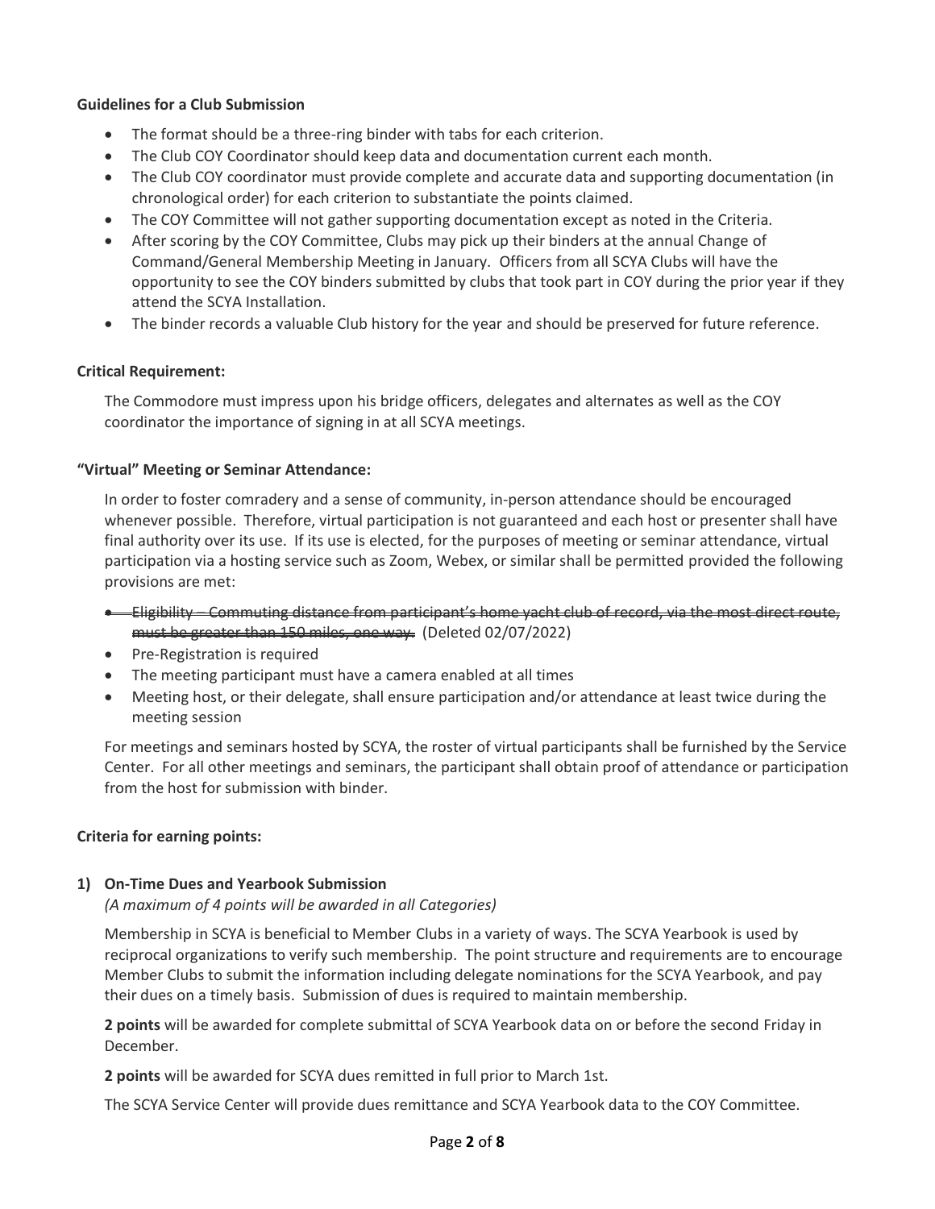**Guidelines for a Club Submission**

- The format should be a three-ring binder with tabs for each criterion.
- The Club COY Coordinator should keep data and documentation current each month.
- The Club COY coordinator must provide complete and accurate data and supporting documentation (in chronological order) for each criterion to substantiate the points claimed.
- The COY Committee will not gather supporting documentation except as noted in the Criteria.
- After scoring by the COY Committee, Clubs may pick up their binders at the annual Change of Command/General Membership Meeting in January. Officers from all SCYA Clubs will have the opportunity to see the COY binders submitted by clubs that took part in COY during the prior year if they attend the SCYA Installation.
- The binder records a valuable Club history for the year and should be preserved for future reference.

**Critical Requirement:**

The Commodore must impress upon his bridge officers, delegates and alternates as well as the COY coordinator the importance of signing in at all SCYA meetings.

**"Virtual" Meeting or Seminar Attendance:**

In order to foster comradery and a sense of community, in-person attendance should be encouraged whenever possible. Therefore, virtual participation is not guaranteed and each host or presenter shall have final authority over its use. If its use is elected, for the purposes of meeting or seminar attendance, virtual participation via a hosting service such as Zoom, Webex, or similar shall be permitted provided the following provisions are met:

- ~~Eligibility – Commuting distance from participant's home yacht club of record, via the most direct route, must be greater than 150 miles, one way.~~ (Deleted 02/07/2022)
- Pre-Registration is required
- The meeting participant must have a camera enabled at all times
- Meeting host, or their delegate, shall ensure participation and/or attendance at least twice during the meeting session

For meetings and seminars hosted by SCYA, the roster of virtual participants shall be furnished by the Service Center. For all other meetings and seminars, the participant shall obtain proof of attendance or participation from the host for submission with binder.

**Criteria for earning points:**

**1) On-Time Dues and Yearbook Submission**

*(A maximum of 4 points will be awarded in all Categories)*

Membership in SCYA is beneficial to Member Clubs in a variety of ways. The SCYA Yearbook is used by reciprocal organizations to verify such membership. The point structure and requirements are to encourage Member Clubs to submit the information including delegate nominations for the SCYA Yearbook, and pay their dues on a timely basis. Submission of dues is required to maintain membership.

**2 points** will be awarded for complete submittal of SCYA Yearbook data on or before the second Friday in December.

**2 points** will be awarded for SCYA dues remitted in full prior to March 1st.

The SCYA Service Center will provide dues remittance and SCYA Yearbook data to the COY Committee.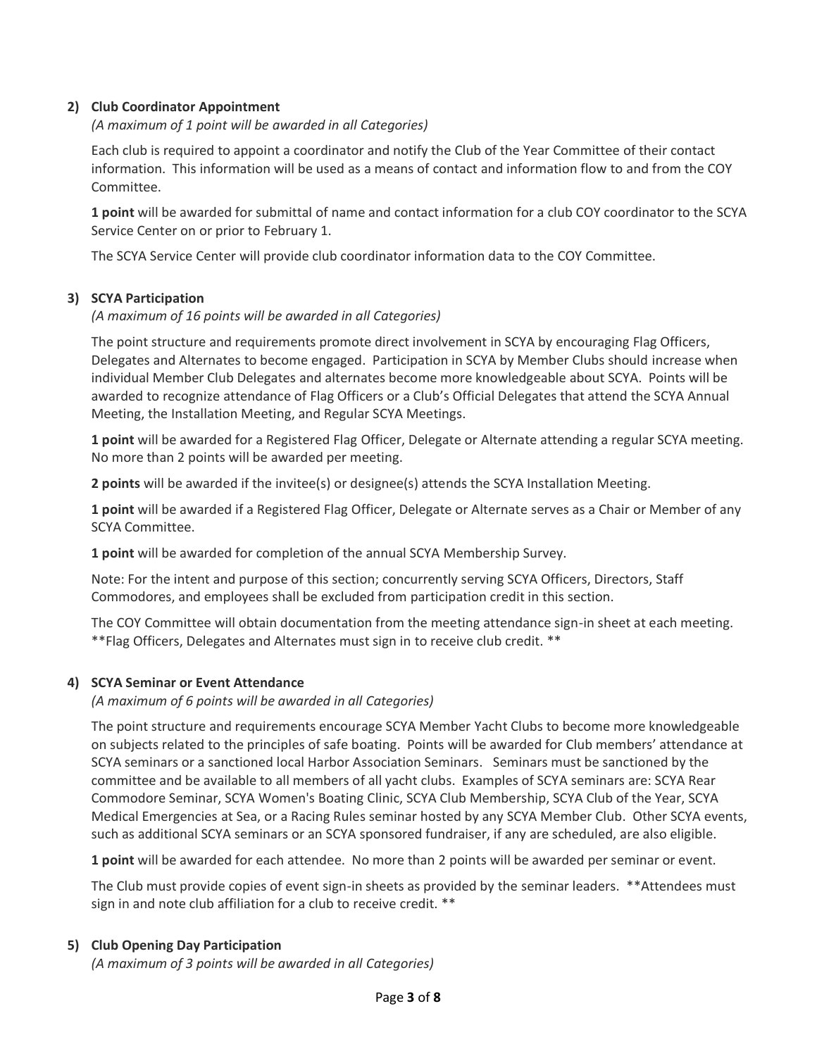**2) Club Coordinator Appointment**

*(A maximum of 1 point will be awarded in all Categories)*

Each club is required to appoint a coordinator and notify the Club of the Year Committee of their contact information. This information will be used as a means of contact and information flow to and from the COY Committee.

**1 point** will be awarded for submittal of name and contact information for a club COY coordinator to the SCYA Service Center on or prior to February 1.

The SCYA Service Center will provide club coordinator information data to the COY Committee.

**3) SCYA Participation**

*(A maximum of 16 points will be awarded in all Categories)*

The point structure and requirements promote direct involvement in SCYA by encouraging Flag Officers, Delegates and Alternates to become engaged. Participation in SCYA by Member Clubs should increase when individual Member Club Delegates and alternates become more knowledgeable about SCYA. Points will be awarded to recognize attendance of Flag Officers or a Club's Official Delegates that attend the SCYA Annual Meeting, the Installation Meeting, and Regular SCYA Meetings.

**1 point** will be awarded for a Registered Flag Officer, Delegate or Alternate attending a regular SCYA meeting. No more than 2 points will be awarded per meeting.

**2 points** will be awarded if the invitee(s) or designee(s) attends the SCYA Installation Meeting.

**1 point** will be awarded if a Registered Flag Officer, Delegate or Alternate serves as a Chair or Member of any SCYA Committee.

**1 point** will be awarded for completion of the annual SCYA Membership Survey.

Note: For the intent and purpose of this section; concurrently serving SCYA Officers, Directors, Staff Commodores, and employees shall be excluded from participation credit in this section.

The COY Committee will obtain documentation from the meeting attendance sign-in sheet at each meeting. \*\*Flag Officers, Delegates and Alternates must sign in to receive club credit. \*\*

**4) SCYA Seminar or Event Attendance**

*(A maximum of 6 points will be awarded in all Categories)*

The point structure and requirements encourage SCYA Member Yacht Clubs to become more knowledgeable on subjects related to the principles of safe boating. Points will be awarded for Club members' attendance at SCYA seminars or a sanctioned local Harbor Association Seminars. Seminars must be sanctioned by the committee and be available to all members of all yacht clubs. Examples of SCYA seminars are: SCYA Rear Commodore Seminar, SCYA Women's Boating Clinic, SCYA Club Membership, SCYA Club of the Year, SCYA Medical Emergencies at Sea, or a Racing Rules seminar hosted by any SCYA Member Club. Other SCYA events, such as additional SCYA seminars or an SCYA sponsored fundraiser, if any are scheduled, are also eligible.

**1 point** will be awarded for each attendee. No more than 2 points will be awarded per seminar or event.

The Club must provide copies of event sign-in sheets as provided by the seminar leaders. \*\*Attendees must sign in and note club affiliation for a club to receive credit. \*\*

**5) Club Opening Day Participation**

*(A maximum of 3 points will be awarded in all Categories)*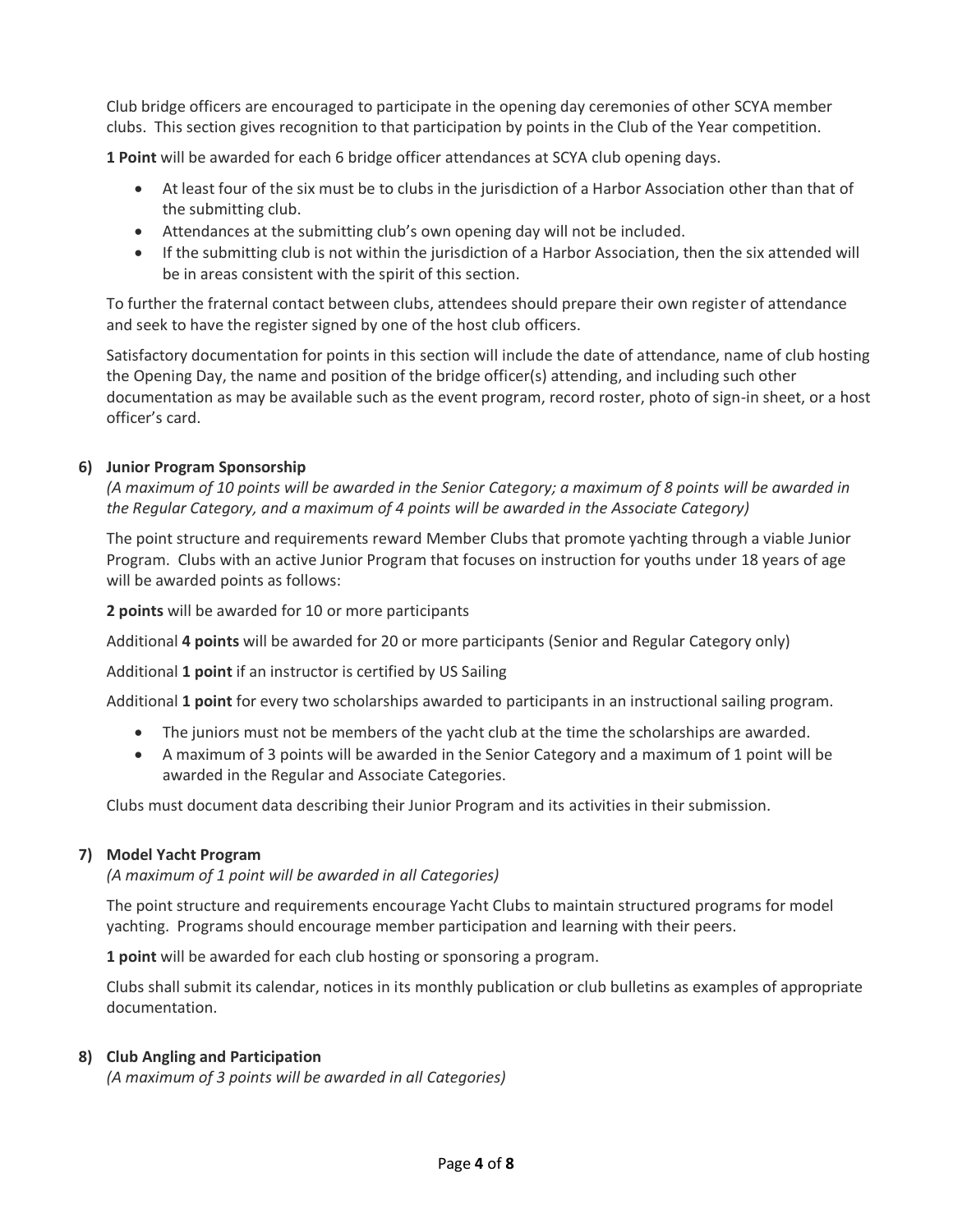Club bridge officers are encouraged to participate in the opening day ceremonies of other SCYA member clubs. This section gives recognition to that participation by points in the Club of the Year competition.

**1 Point** will be awarded for each 6 bridge officer attendances at SCYA club opening days.

- At least four of the six must be to clubs in the jurisdiction of a Harbor Association other than that of the submitting club.
- Attendances at the submitting club's own opening day will not be included.
- If the submitting club is not within the jurisdiction of a Harbor Association, then the six attended will be in areas consistent with the spirit of this section.

To further the fraternal contact between clubs, attendees should prepare their own register of attendance and seek to have the register signed by one of the host club officers.

Satisfactory documentation for points in this section will include the date of attendance, name of club hosting the Opening Day, the name and position of the bridge officer(s) attending, and including such other documentation as may be available such as the event program, record roster, photo of sign-in sheet, or a host officer's card.

**6) Junior Program Sponsorship**

*(A maximum of 10 points will be awarded in the Senior Category; a maximum of 8 points will be awarded in the Regular Category, and a maximum of 4 points will be awarded in the Associate Category)*

The point structure and requirements reward Member Clubs that promote yachting through a viable Junior Program. Clubs with an active Junior Program that focuses on instruction for youths under 18 years of age will be awarded points as follows:

**2 points** will be awarded for 10 or more participants

Additional **4 points** will be awarded for 20 or more participants (Senior and Regular Category only)

Additional **1 point** if an instructor is certified by US Sailing

Additional **1 point** for every two scholarships awarded to participants in an instructional sailing program.

- The juniors must not be members of the yacht club at the time the scholarships are awarded.
- A maximum of 3 points will be awarded in the Senior Category and a maximum of 1 point will be awarded in the Regular and Associate Categories.

Clubs must document data describing their Junior Program and its activities in their submission.

**7) Model Yacht Program**

*(A maximum of 1 point will be awarded in all Categories)*

The point structure and requirements encourage Yacht Clubs to maintain structured programs for model yachting. Programs should encourage member participation and learning with their peers.

**1 point** will be awarded for each club hosting or sponsoring a program.

Clubs shall submit its calendar, notices in its monthly publication or club bulletins as examples of appropriate documentation.

**8) Club Angling and Participation**

*(A maximum of 3 points will be awarded in all Categories)*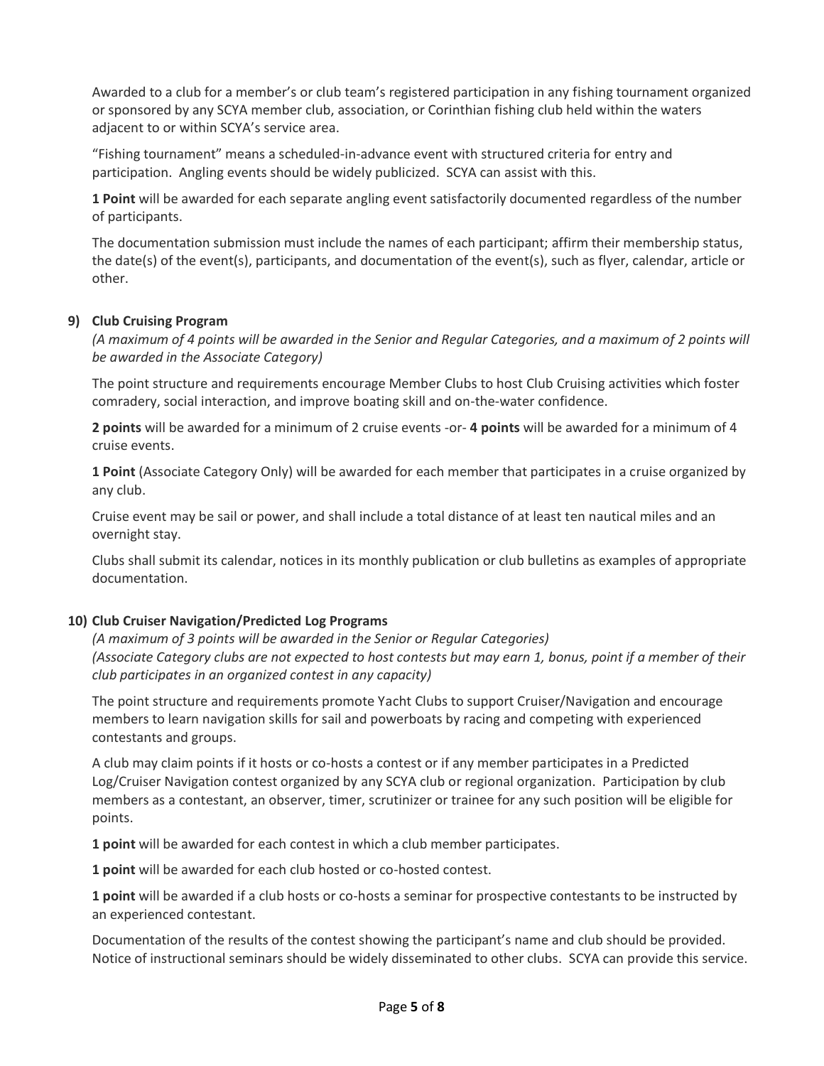Awarded to a club for a member's or club team's registered participation in any fishing tournament organized or sponsored by any SCYA member club, association, or Corinthian fishing club held within the waters adjacent to or within SCYA's service area.

"Fishing tournament" means a scheduled-in-advance event with structured criteria for entry and participation. Angling events should be widely publicized. SCYA can assist with this.

**1 Point** will be awarded for each separate angling event satisfactorily documented regardless of the number of participants.

The documentation submission must include the names of each participant; affirm their membership status, the date(s) of the event(s), participants, and documentation of the event(s), such as flyer, calendar, article or other.

### 9) Club Cruising Program

*(A maximum of 4 points will be awarded in the Senior and Regular Categories, and a maximum of 2 points will be awarded in the Associate Category)*

The point structure and requirements encourage Member Clubs to host Club Cruising activities which foster comradery, social interaction, and improve boating skill and on-the-water confidence.

**2 points** will be awarded for a minimum of 2 cruise events -or- **4 points** will be awarded for a minimum of 4 cruise events.

**1 Point** (Associate Category Only) will be awarded for each member that participates in a cruise organized by any club.

Cruise event may be sail or power, and shall include a total distance of at least ten nautical miles and an overnight stay.

Clubs shall submit its calendar, notices in its monthly publication or club bulletins as examples of appropriate documentation.

### 10) Club Cruiser Navigation/Predicted Log Programs

*(A maximum of 3 points will be awarded in the Senior or Regular Categories)*
*(Associate Category clubs are not expected to host contests but may earn 1, bonus, point if a member of their club participates in an organized contest in any capacity)*

The point structure and requirements promote Yacht Clubs to support Cruiser/Navigation and encourage members to learn navigation skills for sail and powerboats by racing and competing with experienced contestants and groups.

A club may claim points if it hosts or co-hosts a contest or if any member participates in a Predicted Log/Cruiser Navigation contest organized by any SCYA club or regional organization. Participation by club members as a contestant, an observer, timer, scrutinizer or trainee for any such position will be eligible for points.

**1 point** will be awarded for each contest in which a club member participates.

**1 point** will be awarded for each club hosted or co-hosted contest.

**1 point** will be awarded if a club hosts or co-hosts a seminar for prospective contestants to be instructed by an experienced contestant.

Documentation of the results of the contest showing the participant's name and club should be provided. Notice of instructional seminars should be widely disseminated to other clubs. SCYA can provide this service.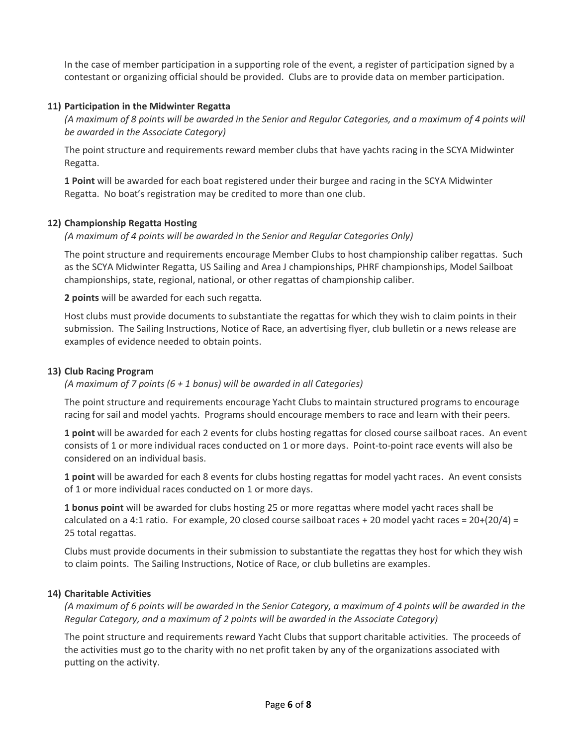In the case of member participation in a supporting role of the event, a register of participation signed by a contestant or organizing official should be provided. Clubs are to provide data on member participation.

### 11) Participation in the Midwinter Regatta

*(A maximum of 8 points will be awarded in the Senior and Regular Categories, and a maximum of 4 points will be awarded in the Associate Category)*

The point structure and requirements reward member clubs that have yachts racing in the SCYA Midwinter Regatta.

**1 Point** will be awarded for each boat registered under their burgee and racing in the SCYA Midwinter Regatta. No boat's registration may be credited to more than one club.

### 12) Championship Regatta Hosting

*(A maximum of 4 points will be awarded in the Senior and Regular Categories Only)*

The point structure and requirements encourage Member Clubs to host championship caliber regattas. Such as the SCYA Midwinter Regatta, US Sailing and Area J championships, PHRF championships, Model Sailboat championships, state, regional, national, or other regattas of championship caliber.

**2 points** will be awarded for each such regatta.

Host clubs must provide documents to substantiate the regattas for which they wish to claim points in their submission. The Sailing Instructions, Notice of Race, an advertising flyer, club bulletin or a news release are examples of evidence needed to obtain points.

### 13) Club Racing Program

*(A maximum of 7 points (6 + 1 bonus) will be awarded in all Categories)*

The point structure and requirements encourage Yacht Clubs to maintain structured programs to encourage racing for sail and model yachts. Programs should encourage members to race and learn with their peers.

**1 point** will be awarded for each 2 events for clubs hosting regattas for closed course sailboat races. An event consists of 1 or more individual races conducted on 1 or more days. Point-to-point race events will also be considered on an individual basis.

**1 point** will be awarded for each 8 events for clubs hosting regattas for model yacht races. An event consists of 1 or more individual races conducted on 1 or more days.

**1 bonus point** will be awarded for clubs hosting 25 or more regattas where model yacht races shall be calculated on a 4:1 ratio. For example, 20 closed course sailboat races + 20 model yacht races = 20+(20/4) = 25 total regattas.

Clubs must provide documents in their submission to substantiate the regattas they host for which they wish to claim points. The Sailing Instructions, Notice of Race, or club bulletins are examples.

### 14) Charitable Activities

*(A maximum of 6 points will be awarded in the Senior Category, a maximum of 4 points will be awarded in the Regular Category, and a maximum of 2 points will be awarded in the Associate Category)*

The point structure and requirements reward Yacht Clubs that support charitable activities. The proceeds of the activities must go to the charity with no net profit taken by any of the organizations associated with putting on the activity.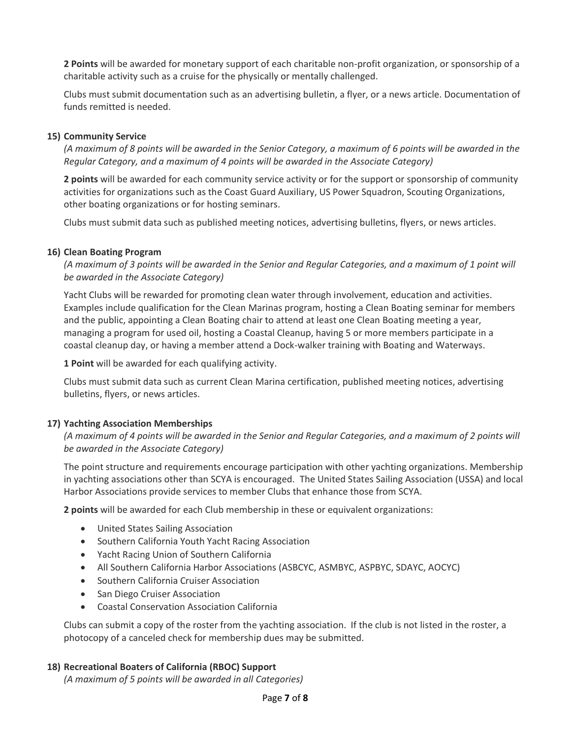**2 Points** will be awarded for monetary support of each charitable non-profit organization, or sponsorship of a charitable activity such as a cruise for the physically or mentally challenged.

Clubs must submit documentation such as an advertising bulletin, a flyer, or a news article. Documentation of funds remitted is needed.

### 15) Community Service

*(A maximum of 8 points will be awarded in the Senior Category, a maximum of 6 points will be awarded in the Regular Category, and a maximum of 4 points will be awarded in the Associate Category)*

**2 points** will be awarded for each community service activity or for the support or sponsorship of community activities for organizations such as the Coast Guard Auxiliary, US Power Squadron, Scouting Organizations, other boating organizations or for hosting seminars.

Clubs must submit data such as published meeting notices, advertising bulletins, flyers, or news articles.

### 16) Clean Boating Program

*(A maximum of 3 points will be awarded in the Senior and Regular Categories, and a maximum of 1 point will be awarded in the Associate Category)*

Yacht Clubs will be rewarded for promoting clean water through involvement, education and activities. Examples include qualification for the Clean Marinas program, hosting a Clean Boating seminar for members and the public, appointing a Clean Boating chair to attend at least one Clean Boating meeting a year, managing a program for used oil, hosting a Coastal Cleanup, having 5 or more members participate in a coastal cleanup day, or having a member attend a Dock-walker training with Boating and Waterways.

**1 Point** will be awarded for each qualifying activity.

Clubs must submit data such as current Clean Marina certification, published meeting notices, advertising bulletins, flyers, or news articles.

### 17) Yachting Association Memberships

*(A maximum of 4 points will be awarded in the Senior and Regular Categories, and a maximum of 2 points will be awarded in the Associate Category)*

The point structure and requirements encourage participation with other yachting organizations. Membership in yachting associations other than SCYA is encouraged. The United States Sailing Association (USSA) and local Harbor Associations provide services to member Clubs that enhance those from SCYA.

**2 points** will be awarded for each Club membership in these or equivalent organizations:

- United States Sailing Association
- Southern California Youth Yacht Racing Association
- Yacht Racing Union of Southern California
- All Southern California Harbor Associations (ASBCYC, ASMBYC, ASPBYC, SDAYC, AOCYC)
- Southern California Cruiser Association
- San Diego Cruiser Association
- Coastal Conservation Association California

Clubs can submit a copy of the roster from the yachting association. If the club is not listed in the roster, a photocopy of a canceled check for membership dues may be submitted.

### 18) Recreational Boaters of California (RBOC) Support

*(A maximum of 5 points will be awarded in all Categories)*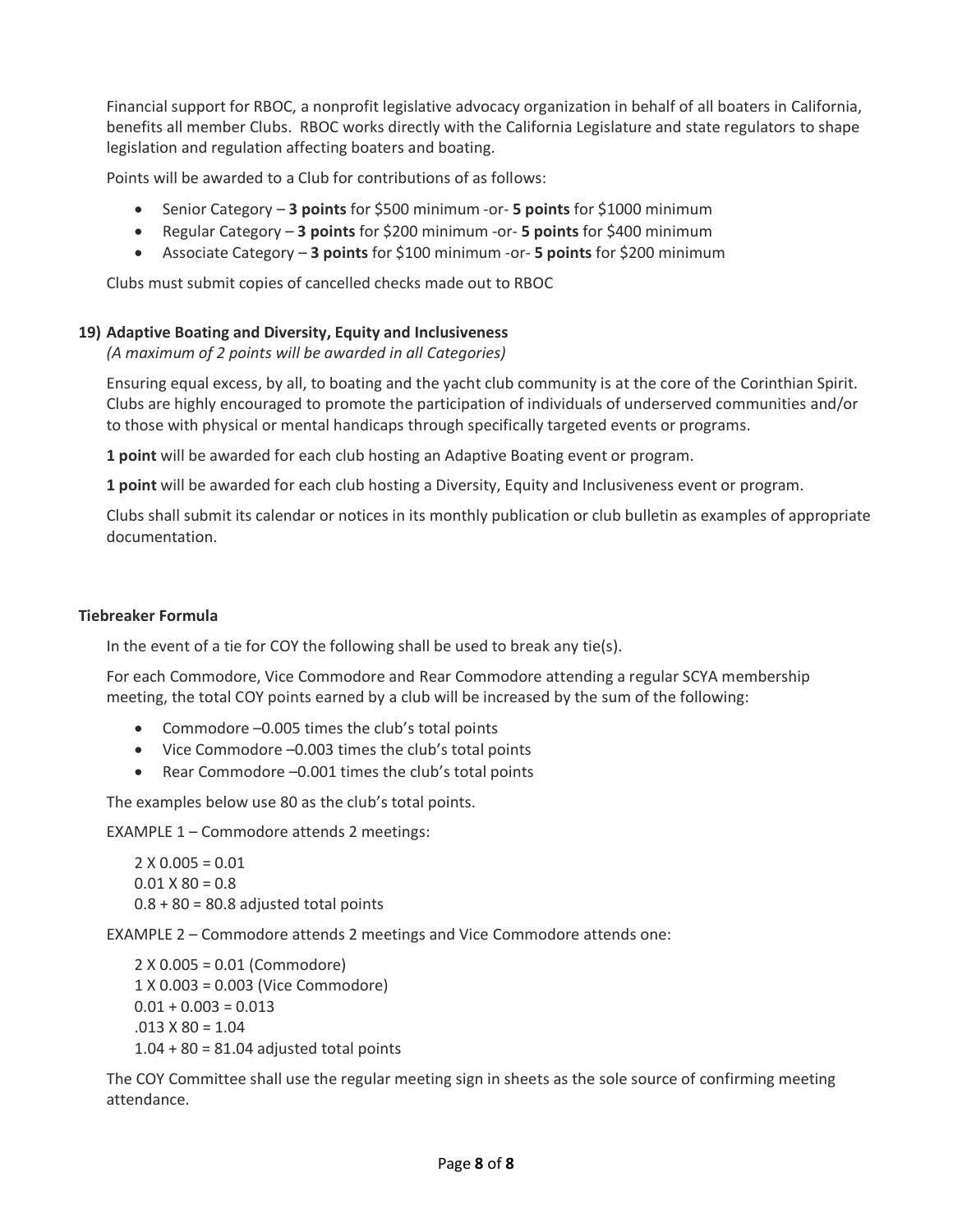Financial support for RBOC, a nonprofit legislative advocacy organization in behalf of all boaters in California, benefits all member Clubs. RBOC works directly with the California Legislature and state regulators to shape legislation and regulation affecting boaters and boating.

Points will be awarded to a Club for contributions of as follows:

- Senior Category – **3 points** for \$500 minimum -or- **5 points** for \$1000 minimum
- Regular Category – **3 points** for \$200 minimum -or- **5 points** for \$400 minimum
- Associate Category – **3 points** for \$100 minimum -or- **5 points** for \$200 minimum

Clubs must submit copies of cancelled checks made out to RBOC

**19) Adaptive Boating and Diversity, Equity and Inclusiveness**

*(A maximum of 2 points will be awarded in all Categories)*

Ensuring equal excess, by all, to boating and the yacht club community is at the core of the Corinthian Spirit. Clubs are highly encouraged to promote the participation of individuals of underserved communities and/or to those with physical or mental handicaps through specifically targeted events or programs.

**1 point** will be awarded for each club hosting an Adaptive Boating event or program.

**1 point** will be awarded for each club hosting a Diversity, Equity and Inclusiveness event or program.

Clubs shall submit its calendar or notices in its monthly publication or club bulletin as examples of appropriate documentation.

**Tiebreaker Formula**

In the event of a tie for COY the following shall be used to break any tie(s).

For each Commodore, Vice Commodore and Rear Commodore attending a regular SCYA membership meeting, the total COY points earned by a club will be increased by the sum of the following:

- Commodore –0.005 times the club's total points
- Vice Commodore –0.003 times the club's total points
- Rear Commodore –0.001 times the club's total points

The examples below use 80 as the club's total points.

EXAMPLE 1 – Commodore attends 2 meetings:

2 X 0.005 = 0.01
0.01 X 80 = 0.8
0.8 + 80 = 80.8 adjusted total points

EXAMPLE 2 – Commodore attends 2 meetings and Vice Commodore attends one:

2 X 0.005 = 0.01 (Commodore)
1 X 0.003 = 0.003 (Vice Commodore)
0.01 + 0.003 = 0.013
.013 X 80 = 1.04
1.04 + 80 = 81.04 adjusted total points

The COY Committee shall use the regular meeting sign in sheets as the sole source of confirming meeting attendance.